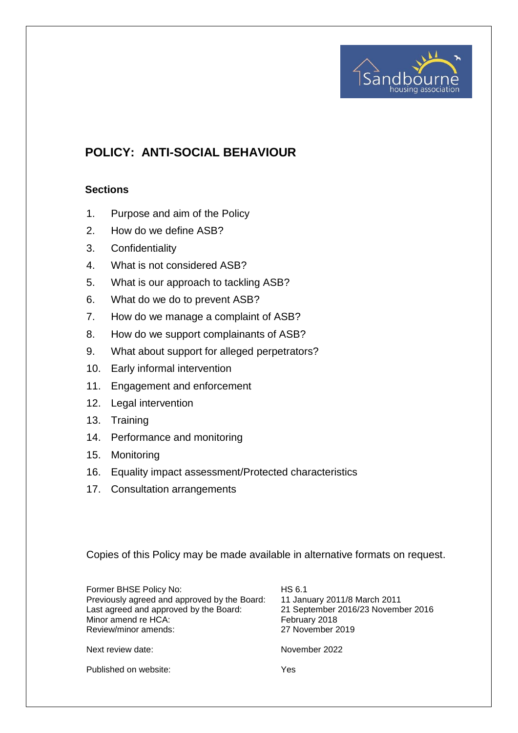# POLICY: ANTI-SOCIAL BEHAVIOUR

## Sections

1. Purpose and aim of the Policy
2. How do we define ASB?
3. Confidentiality
4. What is not considered ASB?
5. What is our approach to tackling ASB?
6. What do we do to prevent ASB?
7. How do we manage a complaint of ASB?
8. How do we support complainants of ASB?
9. What about support for alleged perpetrators?
10. Early informal intervention
11. Engagement and enforcement
12. Legal intervention
13. Training
14. Performance and monitoring
15. Monitoring
16. Equality impact assessment/Protected characteristics
17. Consultation arrangements

Copies of this Policy may be made available in alternative formats on request.

| | |
|---|---|
| Former BHSE Policy No: | HS 6.1 |
| Previously agreed and approved by the Board: | 11 January 2011/8 March 2011 |
| Last agreed and approved by the Board: | 21 September 2016/23 November 2016 |
| Minor amend re HCA: | February 2018 |
| Review/minor amends: | 27 November 2019 |
| Next review date: | November 2022 |
| Published on website: | Yes |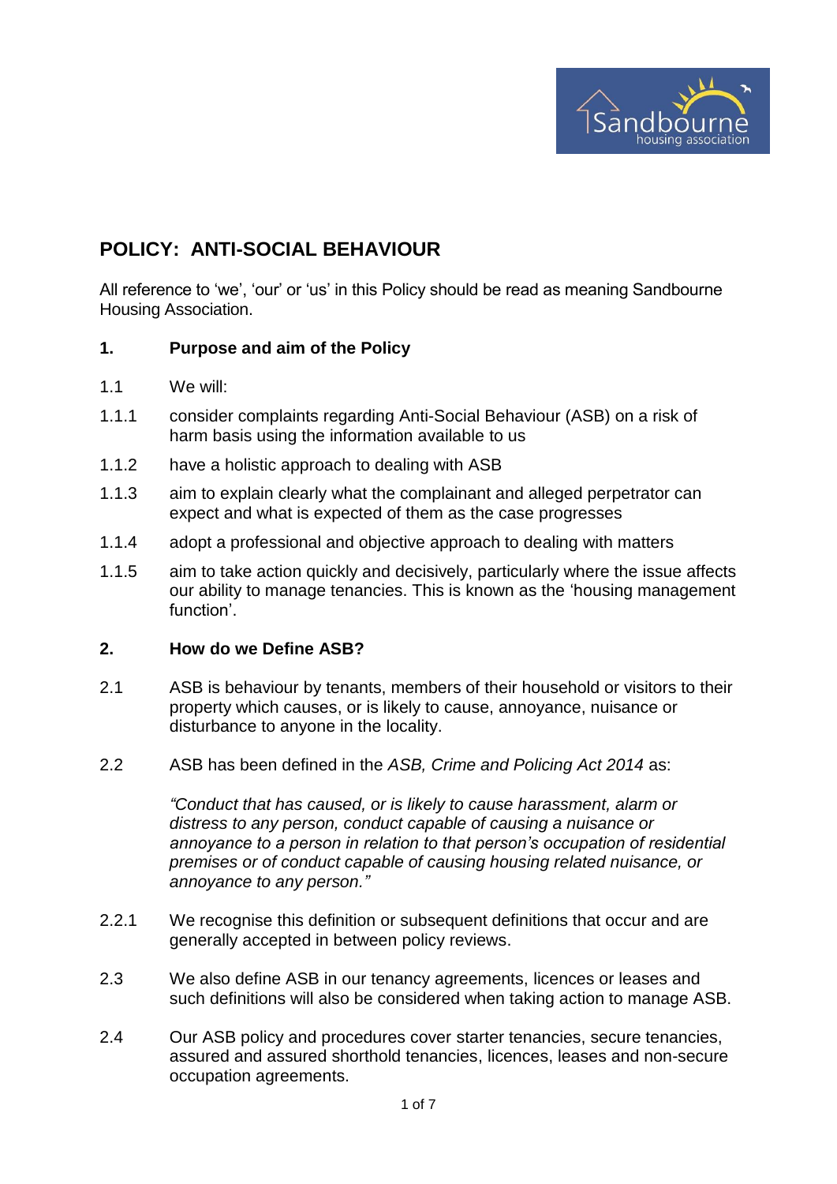# POLICY: ANTI-SOCIAL BEHAVIOUR

All reference to 'we', 'our' or 'us' in this Policy should be read as meaning Sandbourne Housing Association.

## 1. Purpose and aim of the Policy

1.1 We will:

1.1.1 consider complaints regarding Anti-Social Behaviour (ASB) on a risk of harm basis using the information available to us

1.1.2 have a holistic approach to dealing with ASB

1.1.3 aim to explain clearly what the complainant and alleged perpetrator can expect and what is expected of them as the case progresses

1.1.4 adopt a professional and objective approach to dealing with matters

1.1.5 aim to take action quickly and decisively, particularly where the issue affects our ability to manage tenancies. This is known as the 'housing management function'.

## 2. How do we Define ASB?

2.1 ASB is behaviour by tenants, members of their household or visitors to their property which causes, or is likely to cause, annoyance, nuisance or disturbance to anyone in the locality.

2.2 ASB has been defined in the *ASB, Crime and Policing Act 2014* as:

*"Conduct that has caused, or is likely to cause harassment, alarm or distress to any person, conduct capable of causing a nuisance or annoyance to a person in relation to that person's occupation of residential premises or of conduct capable of causing housing related nuisance, or annoyance to any person."*

2.2.1 We recognise this definition or subsequent definitions that occur and are generally accepted in between policy reviews.

2.3 We also define ASB in our tenancy agreements, licences or leases and such definitions will also be considered when taking action to manage ASB.

2.4 Our ASB policy and procedures cover starter tenancies, secure tenancies, assured and assured shorthold tenancies, licences, leases and non-secure occupation agreements.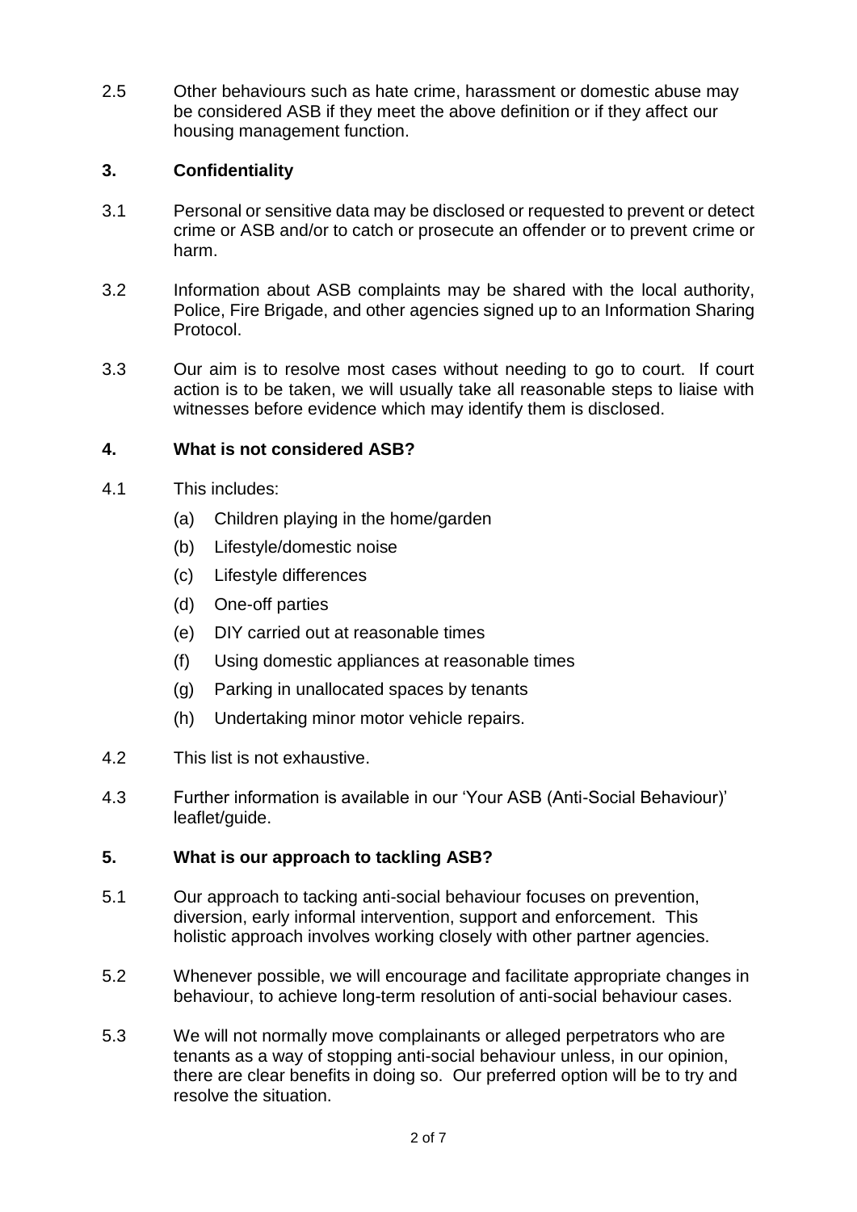2.5 Other behaviours such as hate crime, harassment or domestic abuse may be considered ASB if they meet the above definition or if they affect our housing management function.

## 3. Confidentiality

3.1 Personal or sensitive data may be disclosed or requested to prevent or detect crime or ASB and/or to catch or prosecute an offender or to prevent crime or harm.

3.2 Information about ASB complaints may be shared with the local authority, Police, Fire Brigade, and other agencies signed up to an Information Sharing Protocol.

3.3 Our aim is to resolve most cases without needing to go to court. If court action is to be taken, we will usually take all reasonable steps to liaise with witnesses before evidence which may identify them is disclosed.

## 4. What is not considered ASB?

4.1 This includes:

(a) Children playing in the home/garden

(b) Lifestyle/domestic noise

(c) Lifestyle differences

(d) One-off parties

(e) DIY carried out at reasonable times

(f) Using domestic appliances at reasonable times

(g) Parking in unallocated spaces by tenants

(h) Undertaking minor motor vehicle repairs.

4.2 This list is not exhaustive.

4.3 Further information is available in our 'Your ASB (Anti-Social Behaviour)' leaflet/guide.

## 5. What is our approach to tackling ASB?

5.1 Our approach to tacking anti-social behaviour focuses on prevention, diversion, early informal intervention, support and enforcement. This holistic approach involves working closely with other partner agencies.

5.2 Whenever possible, we will encourage and facilitate appropriate changes in behaviour, to achieve long-term resolution of anti-social behaviour cases.

5.3 We will not normally move complainants or alleged perpetrators who are tenants as a way of stopping anti-social behaviour unless, in our opinion, there are clear benefits in doing so. Our preferred option will be to try and resolve the situation.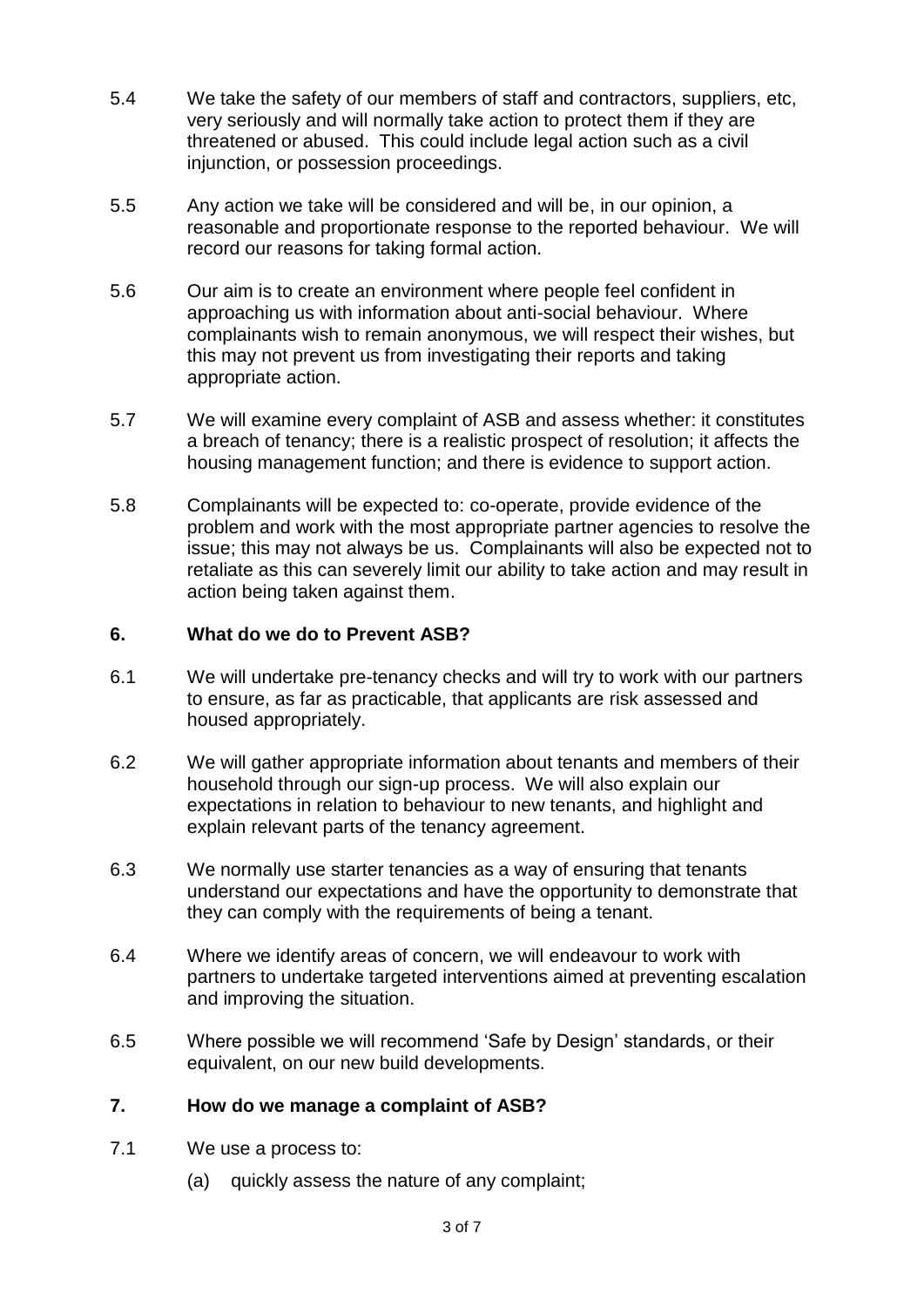5.4 We take the safety of our members of staff and contractors, suppliers, etc, very seriously and will normally take action to protect them if they are threatened or abused. This could include legal action such as a civil injunction, or possession proceedings.

5.5 Any action we take will be considered and will be, in our opinion, a reasonable and proportionate response to the reported behaviour. We will record our reasons for taking formal action.

5.6 Our aim is to create an environment where people feel confident in approaching us with information about anti-social behaviour. Where complainants wish to remain anonymous, we will respect their wishes, but this may not prevent us from investigating their reports and taking appropriate action.

5.7 We will examine every complaint of ASB and assess whether: it constitutes a breach of tenancy; there is a realistic prospect of resolution; it affects the housing management function; and there is evidence to support action.

5.8 Complainants will be expected to: co-operate, provide evidence of the problem and work with the most appropriate partner agencies to resolve the issue; this may not always be us. Complainants will also be expected not to retaliate as this can severely limit our ability to take action and may result in action being taken against them.

## 6. What do we do to Prevent ASB?

6.1 We will undertake pre-tenancy checks and will try to work with our partners to ensure, as far as practicable, that applicants are risk assessed and housed appropriately.

6.2 We will gather appropriate information about tenants and members of their household through our sign-up process. We will also explain our expectations in relation to behaviour to new tenants, and highlight and explain relevant parts of the tenancy agreement.

6.3 We normally use starter tenancies as a way of ensuring that tenants understand our expectations and have the opportunity to demonstrate that they can comply with the requirements of being a tenant.

6.4 Where we identify areas of concern, we will endeavour to work with partners to undertake targeted interventions aimed at preventing escalation and improving the situation.

6.5 Where possible we will recommend 'Safe by Design' standards, or their equivalent, on our new build developments.

## 7. How do we manage a complaint of ASB?

7.1 We use a process to:

(a) quickly assess the nature of any complaint;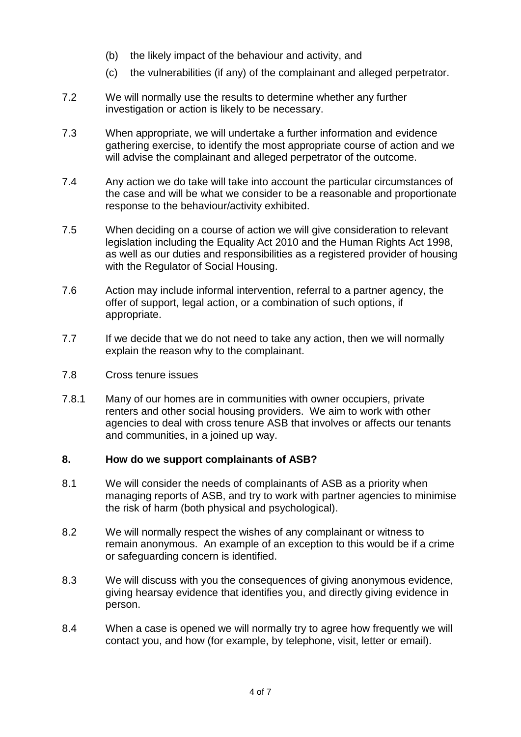(b) the likely impact of the behaviour and activity, and

(c) the vulnerabilities (if any) of the complainant and alleged perpetrator.

7.2 We will normally use the results to determine whether any further investigation or action is likely to be necessary.

7.3 When appropriate, we will undertake a further information and evidence gathering exercise, to identify the most appropriate course of action and we will advise the complainant and alleged perpetrator of the outcome.

7.4 Any action we do take will take into account the particular circumstances of the case and will be what we consider to be a reasonable and proportionate response to the behaviour/activity exhibited.

7.5 When deciding on a course of action we will give consideration to relevant legislation including the Equality Act 2010 and the Human Rights Act 1998, as well as our duties and responsibilities as a registered provider of housing with the Regulator of Social Housing.

7.6 Action may include informal intervention, referral to a partner agency, the offer of support, legal action, or a combination of such options, if appropriate.

7.7 If we decide that we do not need to take any action, then we will normally explain the reason why to the complainant.

7.8 Cross tenure issues

7.8.1 Many of our homes are in communities with owner occupiers, private renters and other social housing providers. We aim to work with other agencies to deal with cross tenure ASB that involves or affects our tenants and communities, in a joined up way.

## 8. How do we support complainants of ASB?

8.1 We will consider the needs of complainants of ASB as a priority when managing reports of ASB, and try to work with partner agencies to minimise the risk of harm (both physical and psychological).

8.2 We will normally respect the wishes of any complainant or witness to remain anonymous. An example of an exception to this would be if a crime or safeguarding concern is identified.

8.3 We will discuss with you the consequences of giving anonymous evidence, giving hearsay evidence that identifies you, and directly giving evidence in person.

8.4 When a case is opened we will normally try to agree how frequently we will contact you, and how (for example, by telephone, visit, letter or email).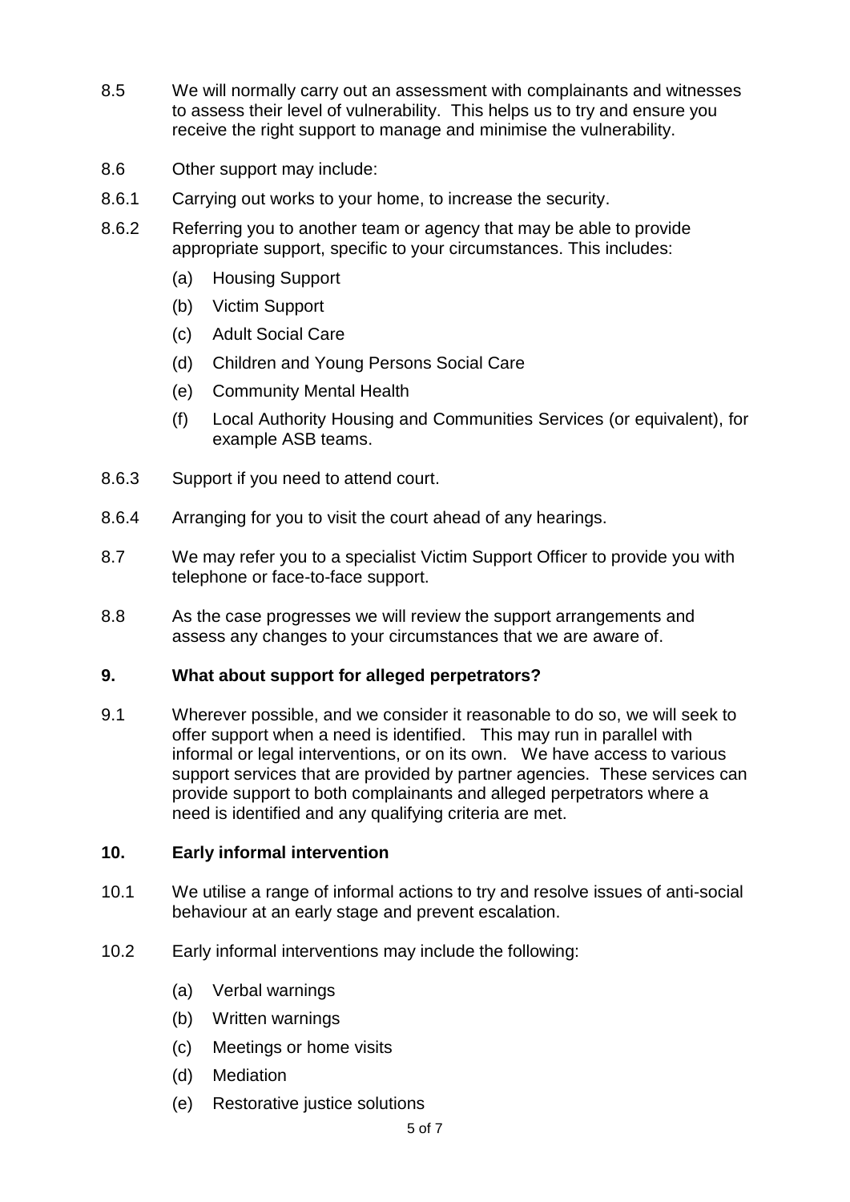8.5 We will normally carry out an assessment with complainants and witnesses to assess their level of vulnerability. This helps us to try and ensure you receive the right support to manage and minimise the vulnerability.

8.6 Other support may include:

8.6.1 Carrying out works to your home, to increase the security.

8.6.2 Referring you to another team or agency that may be able to provide appropriate support, specific to your circumstances. This includes:

- (a) Housing Support
- (b) Victim Support
- (c) Adult Social Care
- (d) Children and Young Persons Social Care
- (e) Community Mental Health
- (f) Local Authority Housing and Communities Services (or equivalent), for example ASB teams.

8.6.3 Support if you need to attend court.

8.6.4 Arranging for you to visit the court ahead of any hearings.

8.7 We may refer you to a specialist Victim Support Officer to provide you with telephone or face-to-face support.

8.8 As the case progresses we will review the support arrangements and assess any changes to your circumstances that we are aware of.

## 9. What about support for alleged perpetrators?

9.1 Wherever possible, and we consider it reasonable to do so, we will seek to offer support when a need is identified. This may run in parallel with informal or legal interventions, or on its own. We have access to various support services that are provided by partner agencies. These services can provide support to both complainants and alleged perpetrators where a need is identified and any qualifying criteria are met.

## 10. Early informal intervention

10.1 We utilise a range of informal actions to try and resolve issues of anti-social behaviour at an early stage and prevent escalation.

10.2 Early informal interventions may include the following:

- (a) Verbal warnings
- (b) Written warnings
- (c) Meetings or home visits
- (d) Mediation
- (e) Restorative justice solutions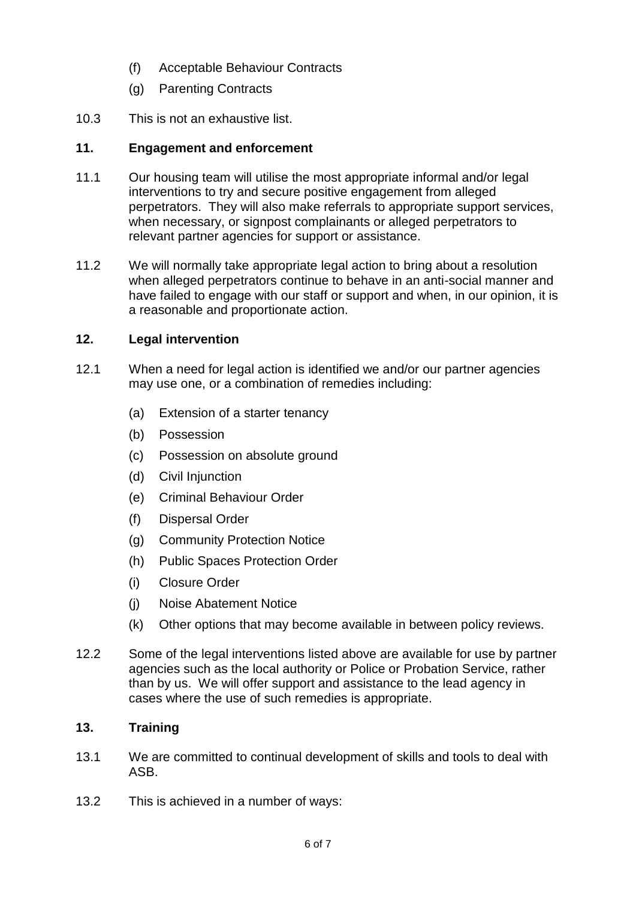(f) Acceptable Behaviour Contracts

(g) Parenting Contracts

10.3 This is not an exhaustive list.

## 11. Engagement and enforcement

11.1 Our housing team will utilise the most appropriate informal and/or legal interventions to try and secure positive engagement from alleged perpetrators. They will also make referrals to appropriate support services, when necessary, or signpost complainants or alleged perpetrators to relevant partner agencies for support or assistance.

11.2 We will normally take appropriate legal action to bring about a resolution when alleged perpetrators continue to behave in an anti-social manner and have failed to engage with our staff or support and when, in our opinion, it is a reasonable and proportionate action.

## 12. Legal intervention

12.1 When a need for legal action is identified we and/or our partner agencies may use one, or a combination of remedies including:

(a) Extension of a starter tenancy

(b) Possession

(c) Possession on absolute ground

(d) Civil Injunction

(e) Criminal Behaviour Order

(f) Dispersal Order

(g) Community Protection Notice

(h) Public Spaces Protection Order

(i) Closure Order

(j) Noise Abatement Notice

(k) Other options that may become available in between policy reviews.

12.2 Some of the legal interventions listed above are available for use by partner agencies such as the local authority or Police or Probation Service, rather than by us. We will offer support and assistance to the lead agency in cases where the use of such remedies is appropriate.

## 13. Training

13.1 We are committed to continual development of skills and tools to deal with ASB.

13.2 This is achieved in a number of ways: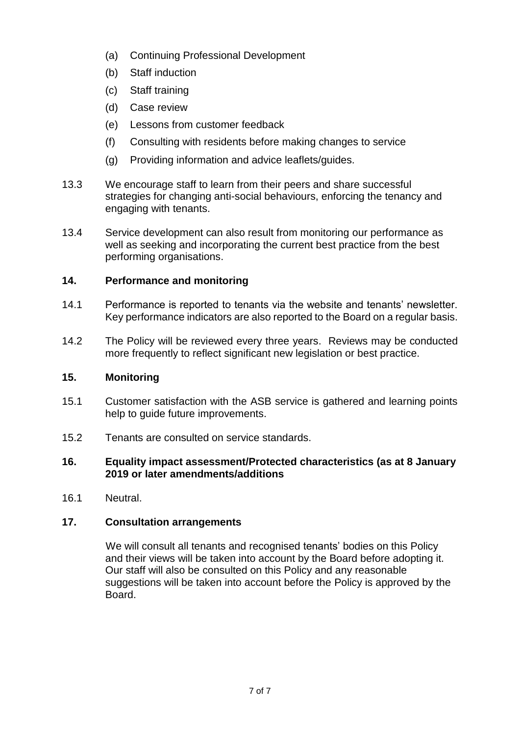(a) Continuing Professional Development
(b) Staff induction
(c) Staff training
(d) Case review
(e) Lessons from customer feedback
(f) Consulting with residents before making changes to service
(g) Providing information and advice leaflets/guides.

13.3 We encourage staff to learn from their peers and share successful strategies for changing anti-social behaviours, enforcing the tenancy and engaging with tenants.

13.4 Service development can also result from monitoring our performance as well as seeking and incorporating the current best practice from the best performing organisations.

## 14. Performance and monitoring

14.1 Performance is reported to tenants via the website and tenants' newsletter. Key performance indicators are also reported to the Board on a regular basis.

14.2 The Policy will be reviewed every three years. Reviews may be conducted more frequently to reflect significant new legislation or best practice.

## 15. Monitoring

15.1 Customer satisfaction with the ASB service is gathered and learning points help to guide future improvements.

15.2 Tenants are consulted on service standards.

## 16. Equality impact assessment/Protected characteristics (as at 8 January 2019 or later amendments/additions

16.1 Neutral.

## 17. Consultation arrangements

We will consult all tenants and recognised tenants' bodies on this Policy and their views will be taken into account by the Board before adopting it. Our staff will also be consulted on this Policy and any reasonable suggestions will be taken into account before the Policy is approved by the Board.